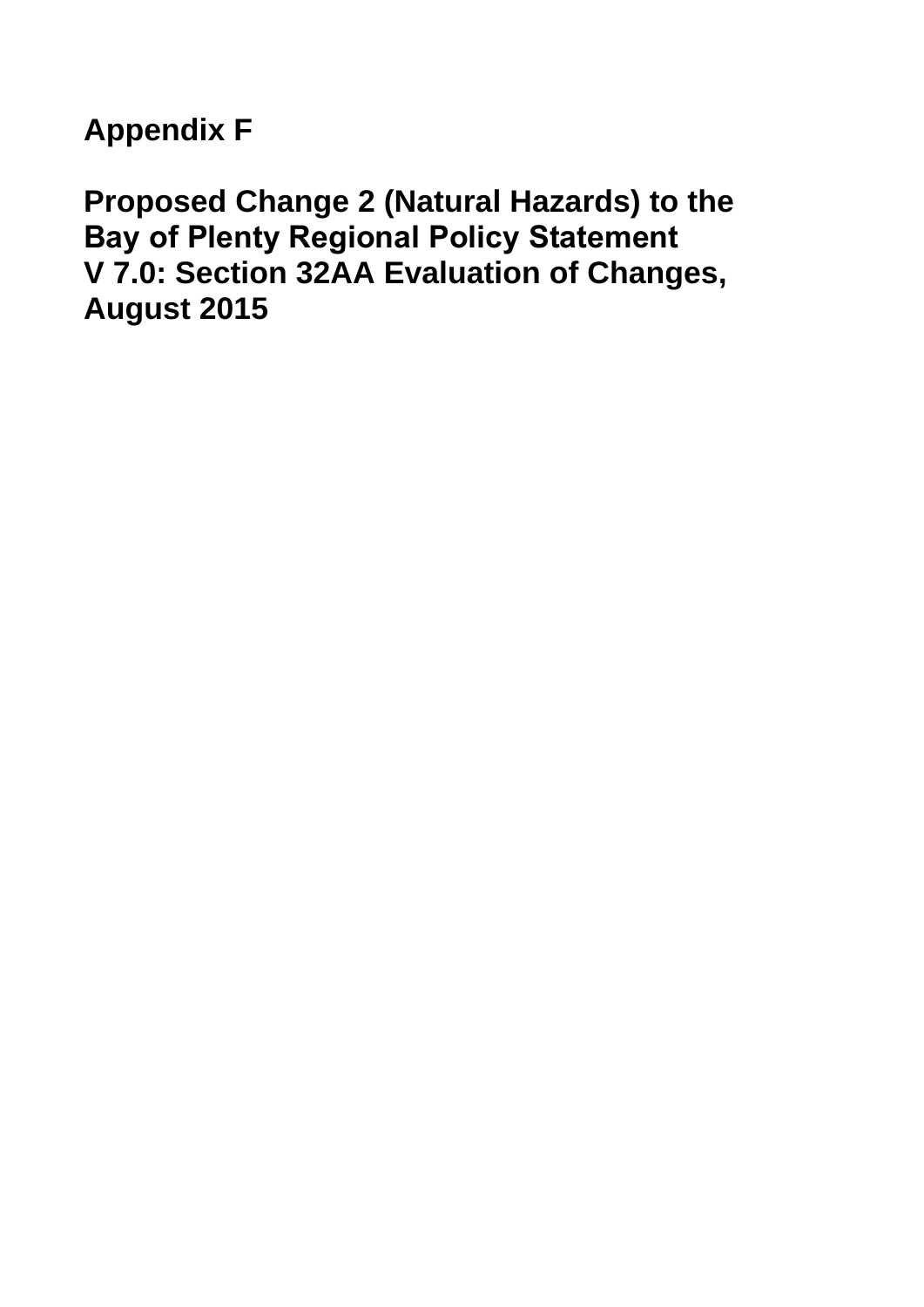# Appendix F

# Proposed Change 2 (Natural Hazards) to the Bay of Plenty Regional Policy Statement V 7.0: Section 32AA Evaluation of Changes, August 2015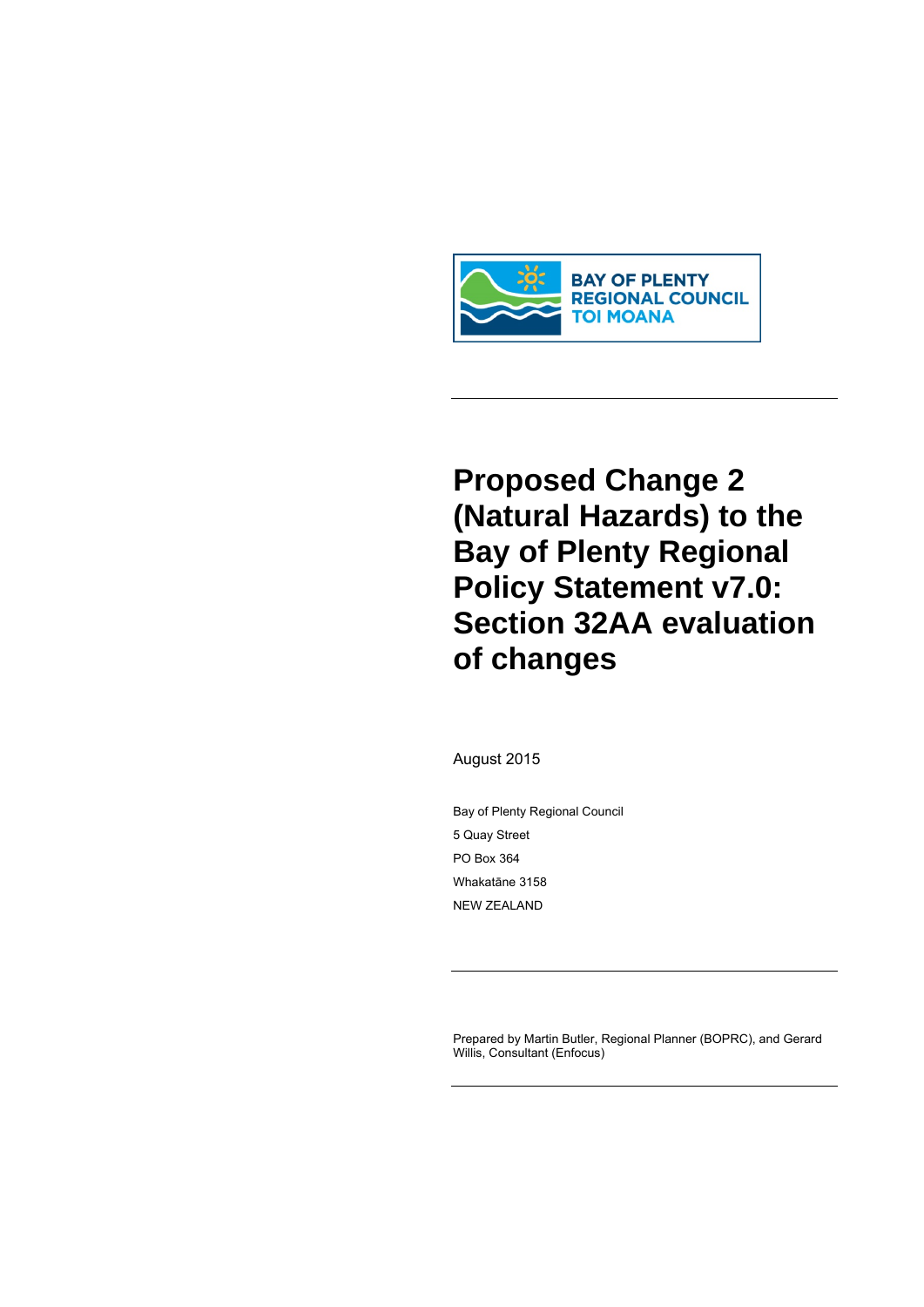BAY OF PLENTY REGIONAL COUNCIL TOI MOANA

# Proposed Change 2 (Natural Hazards) to the Bay of Plenty Regional Policy Statement v7.0: Section 32AA evaluation of changes

August 2015

Bay of Plenty Regional Council

5 Quay Street

PO Box 364

Whakatāne 3158

NEW ZEALAND

Prepared by Martin Butler, Regional Planner (BOPRC), and Gerard Willis, Consultant (Enfocus)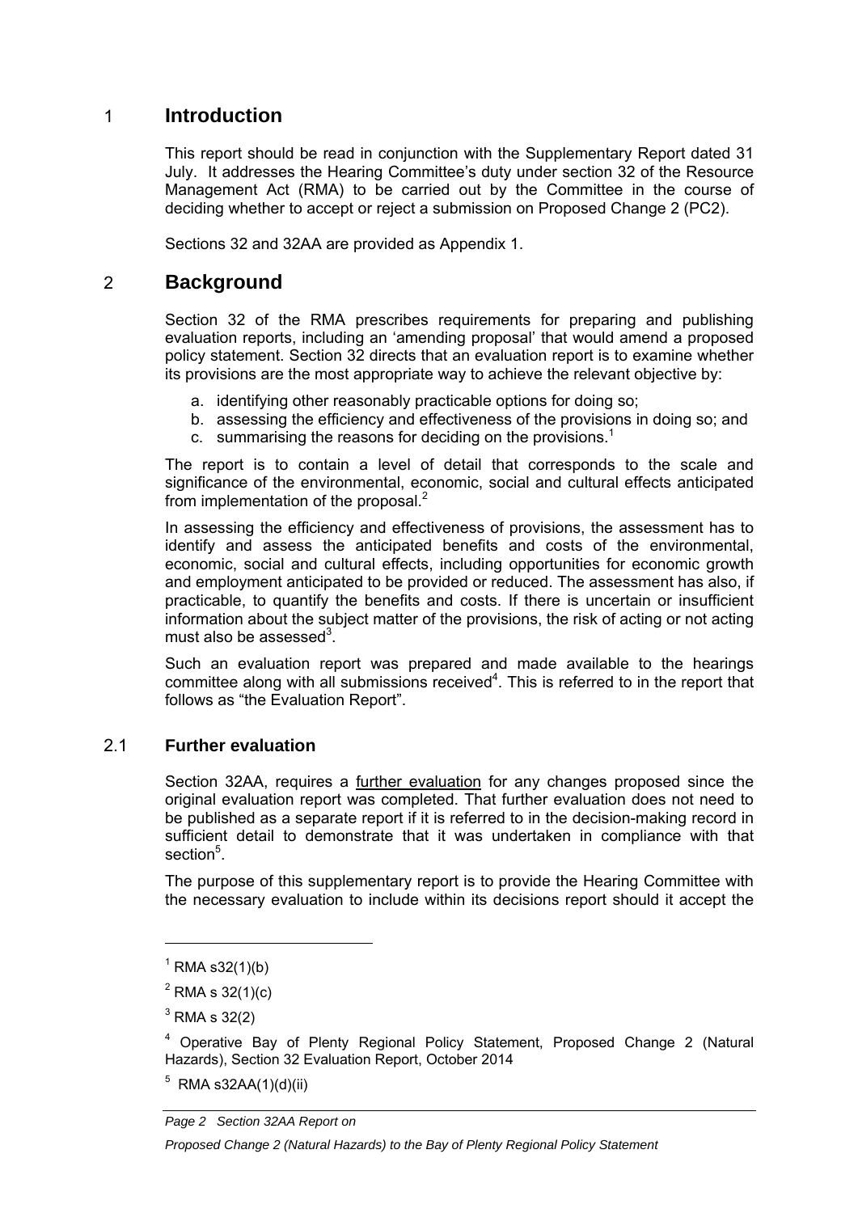# 1 Introduction

This report should be read in conjunction with the Supplementary Report dated 31 July. It addresses the Hearing Committee's duty under section 32 of the Resource Management Act (RMA) to be carried out by the Committee in the course of deciding whether to accept or reject a submission on Proposed Change 2 (PC2).

Sections 32 and 32AA are provided as Appendix 1.

# 2 Background

Section 32 of the RMA prescribes requirements for preparing and publishing evaluation reports, including an 'amending proposal' that would amend a proposed policy statement. Section 32 directs that an evaluation report is to examine whether its provisions are the most appropriate way to achieve the relevant objective by:

a. identifying other reasonably practicable options for doing so;
b. assessing the efficiency and effectiveness of the provisions in doing so; and
c. summarising the reasons for deciding on the provisions.[1]

The report is to contain a level of detail that corresponds to the scale and significance of the environmental, economic, social and cultural effects anticipated from implementation of the proposal.[2]

In assessing the efficiency and effectiveness of provisions, the assessment has to identify and assess the anticipated benefits and costs of the environmental, economic, social and cultural effects, including opportunities for economic growth and employment anticipated to be provided or reduced. The assessment has also, if practicable, to quantify the benefits and costs. If there is uncertain or insufficient information about the subject matter of the provisions, the risk of acting or not acting must also be assessed[3].

Such an evaluation report was prepared and made available to the hearings committee along with all submissions received[4]. This is referred to in the report that follows as "the Evaluation Report".

## 2.1 Further evaluation

Section 32AA, requires a <u>further evaluation</u> for any changes proposed since the original evaluation report was completed. That further evaluation does not need to be published as a separate report if it is referred to in the decision-making record in sufficient detail to demonstrate that it was undertaken in compliance with that section[5].

The purpose of this supplementary report is to provide the Hearing Committee with the necessary evaluation to include within its decisions report should it accept the

---

[1] RMA s32(1)(b)

[2] RMA s 32(1)(c)

[3] RMA s 32(2)

[4] Operative Bay of Plenty Regional Policy Statement, Proposed Change 2 (Natural Hazards), Section 32 Evaluation Report, October 2014

[5] RMA s32AA(1)(d)(ii)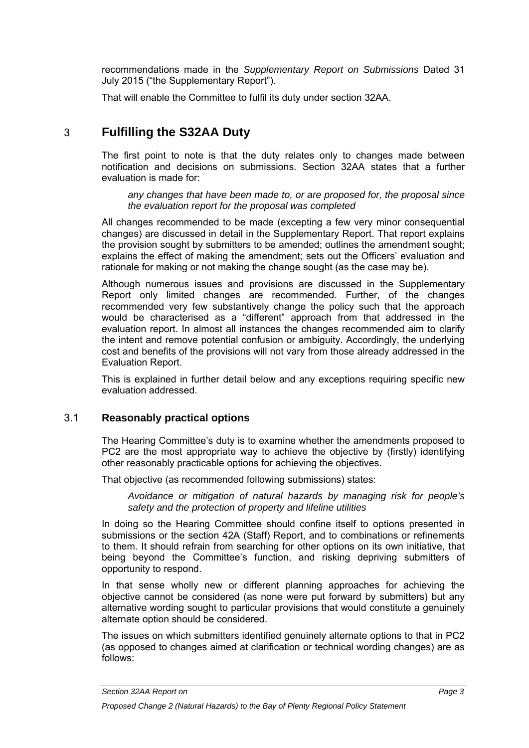recommendations made in the *Supplementary Report on Submissions* Dated 31 July 2015 ("the Supplementary Report").

That will enable the Committee to fulfil its duty under section 32AA.

## 3 Fulfilling the S32AA Duty

The first point to note is that the duty relates only to changes made between notification and decisions on submissions. Section 32AA states that a further evaluation is made for:

> *any changes that have been made to, or are proposed for, the proposal since the evaluation report for the proposal was completed*

All changes recommended to be made (excepting a few very minor consequential changes) are discussed in detail in the Supplementary Report. That report explains the provision sought by submitters to be amended; outlines the amendment sought; explains the effect of making the amendment; sets out the Officers' evaluation and rationale for making or not making the change sought (as the case may be).

Although numerous issues and provisions are discussed in the Supplementary Report only limited changes are recommended. Further, of the changes recommended very few substantively change the policy such that the approach would be characterised as a "different" approach from that addressed in the evaluation report. In almost all instances the changes recommended aim to clarify the intent and remove potential confusion or ambiguity. Accordingly, the underlying cost and benefits of the provisions will not vary from those already addressed in the Evaluation Report.

This is explained in further detail below and any exceptions requiring specific new evaluation addressed.

### 3.1 Reasonably practical options

The Hearing Committee's duty is to examine whether the amendments proposed to PC2 are the most appropriate way to achieve the objective by (firstly) identifying other reasonably practicable options for achieving the objectives.

That objective (as recommended following submissions) states:

> *Avoidance or mitigation of natural hazards by managing risk for people's safety and the protection of property and lifeline utilities*

In doing so the Hearing Committee should confine itself to options presented in submissions or the section 42A (Staff) Report, and to combinations or refinements to them. It should refrain from searching for other options on its own initiative, that being beyond the Committee's function, and risking depriving submitters of opportunity to respond.

In that sense wholly new or different planning approaches for achieving the objective cannot be considered (as none were put forward by submitters) but any alternative wording sought to particular provisions that would constitute a genuinely alternate option should be considered.

The issues on which submitters identified genuinely alternate options to that in PC2 (as opposed to changes aimed at clarification or technical wording changes) are as follows: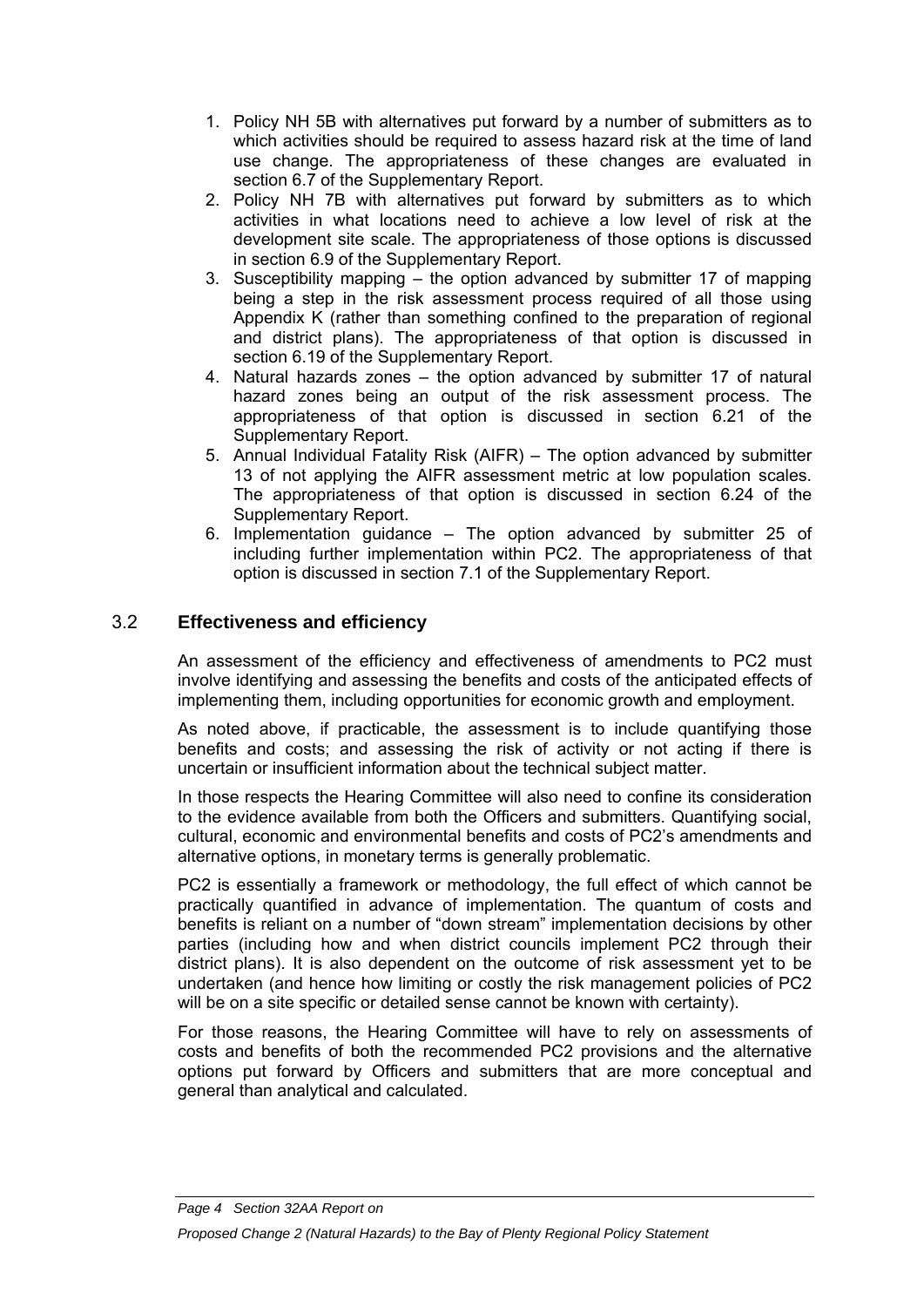1. Policy NH 5B with alternatives put forward by a number of submitters as to which activities should be required to assess hazard risk at the time of land use change. The appropriateness of these changes are evaluated in section 6.7 of the Supplementary Report.
2. Policy NH 7B with alternatives put forward by submitters as to which activities in what locations need to achieve a low level of risk at the development site scale. The appropriateness of those options is discussed in section 6.9 of the Supplementary Report.
3. Susceptibility mapping – the option advanced by submitter 17 of mapping being a step in the risk assessment process required of all those using Appendix K (rather than something confined to the preparation of regional and district plans). The appropriateness of that option is discussed in section 6.19 of the Supplementary Report.
4. Natural hazards zones – the option advanced by submitter 17 of natural hazard zones being an output of the risk assessment process. The appropriateness of that option is discussed in section 6.21 of the Supplementary Report.
5. Annual Individual Fatality Risk (AIFR) – The option advanced by submitter 13 of not applying the AIFR assessment metric at low population scales. The appropriateness of that option is discussed in section 6.24 of the Supplementary Report.
6. Implementation guidance – The option advanced by submitter 25 of including further implementation within PC2. The appropriateness of that option is discussed in section 7.1 of the Supplementary Report.

## 3.2 **Effectiveness and efficiency**

An assessment of the efficiency and effectiveness of amendments to PC2 must involve identifying and assessing the benefits and costs of the anticipated effects of implementing them, including opportunities for economic growth and employment.

As noted above, if practicable, the assessment is to include quantifying those benefits and costs; and assessing the risk of activity or not acting if there is uncertain or insufficient information about the technical subject matter.

In those respects the Hearing Committee will also need to confine its consideration to the evidence available from both the Officers and submitters. Quantifying social, cultural, economic and environmental benefits and costs of PC2's amendments and alternative options, in monetary terms is generally problematic.

PC2 is essentially a framework or methodology, the full effect of which cannot be practically quantified in advance of implementation. The quantum of costs and benefits is reliant on a number of "down stream" implementation decisions by other parties (including how and when district councils implement PC2 through their district plans). It is also dependent on the outcome of risk assessment yet to be undertaken (and hence how limiting or costly the risk management policies of PC2 will be on a site specific or detailed sense cannot be known with certainty).

For those reasons, the Hearing Committee will have to rely on assessments of costs and benefits of both the recommended PC2 provisions and the alternative options put forward by Officers and submitters that are more conceptual and general than analytical and calculated.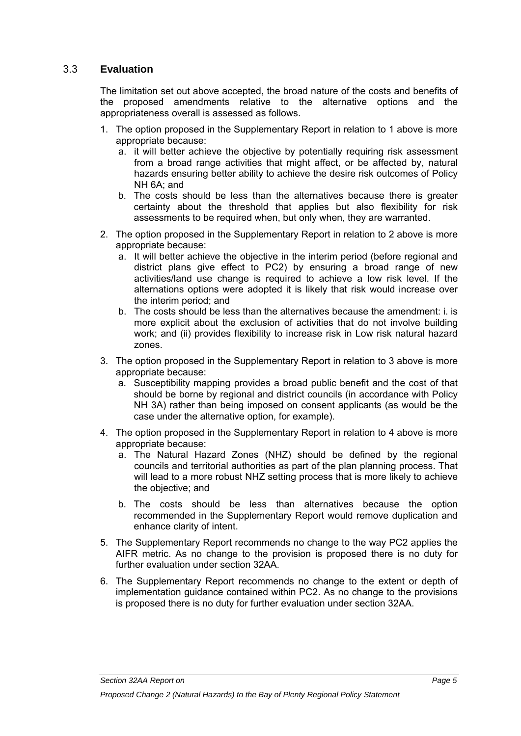## 3.3 Evaluation

The limitation set out above accepted, the broad nature of the costs and benefits of the proposed amendments relative to the alternative options and the appropriateness overall is assessed as follows.

1. The option proposed in the Supplementary Report in relation to 1 above is more appropriate because:
   a. it will better achieve the objective by potentially requiring risk assessment from a broad range activities that might affect, or be affected by, natural hazards ensuring better ability to achieve the desire risk outcomes of Policy NH 6A; and
   b. The costs should be less than the alternatives because there is greater certainty about the threshold that applies but also flexibility for risk assessments to be required when, but only when, they are warranted.

2. The option proposed in the Supplementary Report in relation to 2 above is more appropriate because:
   a. It will better achieve the objective in the interim period (before regional and district plans give effect to PC2) by ensuring a broad range of new activities/land use change is required to achieve a low risk level. If the alternations options were adopted it is likely that risk would increase over the interim period; and
   b. The costs should be less than the alternatives because the amendment: i. is more explicit about the exclusion of activities that do not involve building work; and (ii) provides flexibility to increase risk in Low risk natural hazard zones.

3. The option proposed in the Supplementary Report in relation to 3 above is more appropriate because:
   a. Susceptibility mapping provides a broad public benefit and the cost of that should be borne by regional and district councils (in accordance with Policy NH 3A) rather than being imposed on consent applicants (as would be the case under the alternative option, for example).

4. The option proposed in the Supplementary Report in relation to 4 above is more appropriate because:
   a. The Natural Hazard Zones (NHZ) should be defined by the regional councils and territorial authorities as part of the plan planning process. That will lead to a more robust NHZ setting process that is more likely to achieve the objective; and
   b. The costs should be less than alternatives because the option recommended in the Supplementary Report would remove duplication and enhance clarity of intent.

5. The Supplementary Report recommends no change to the way PC2 applies the AIFR metric. As no change to the provision is proposed there is no duty for further evaluation under section 32AA.

6. The Supplementary Report recommends no change to the extent or depth of implementation guidance contained within PC2. As no change to the provisions is proposed there is no duty for further evaluation under section 32AA.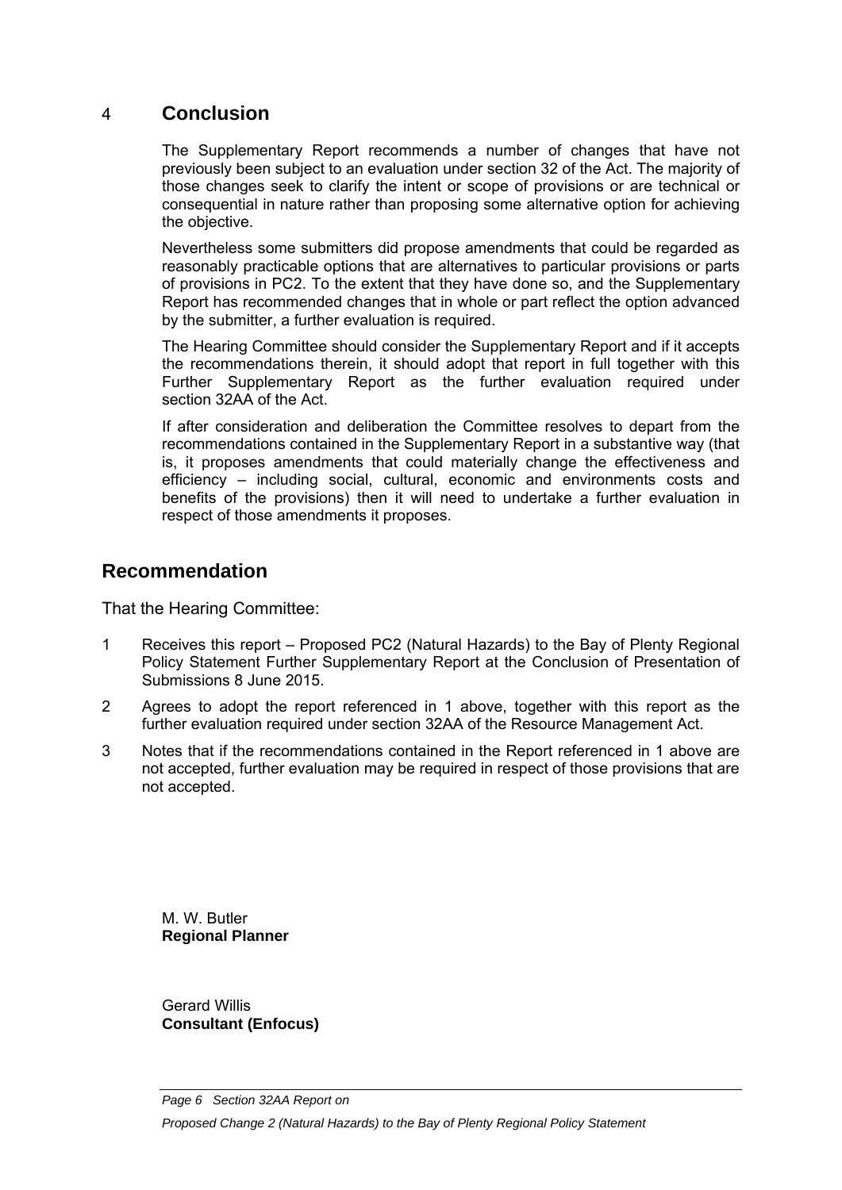## 4 Conclusion

The Supplementary Report recommends a number of changes that have not previously been subject to an evaluation under section 32 of the Act. The majority of those changes seek to clarify the intent or scope of provisions or are technical or consequential in nature rather than proposing some alternative option for achieving the objective.

Nevertheless some submitters did propose amendments that could be regarded as reasonably practicable options that are alternatives to particular provisions or parts of provisions in PC2. To the extent that they have done so, and the Supplementary Report has recommended changes that in whole or part reflect the option advanced by the submitter, a further evaluation is required.

The Hearing Committee should consider the Supplementary Report and if it accepts the recommendations therein, it should adopt that report in full together with this Further Supplementary Report as the further evaluation required under section 32AA of the Act.

If after consideration and deliberation the Committee resolves to depart from the recommendations contained in the Supplementary Report in a substantive way (that is, it proposes amendments that could materially change the effectiveness and efficiency – including social, cultural, economic and environments costs and benefits of the provisions) then it will need to undertake a further evaluation in respect of those amendments it proposes.

## Recommendation

That the Hearing Committee:

1. Receives this report – Proposed PC2 (Natural Hazards) to the Bay of Plenty Regional Policy Statement Further Supplementary Report at the Conclusion of Presentation of Submissions 8 June 2015.
2. Agrees to adopt the report referenced in 1 above, together with this report as the further evaluation required under section 32AA of the Resource Management Act.
3. Notes that if the recommendations contained in the Report referenced in 1 above are not accepted, further evaluation may be required in respect of those provisions that are not accepted.

M. W. Butler
**Regional Planner**

Gerard Willis
**Consultant (Enfocus)**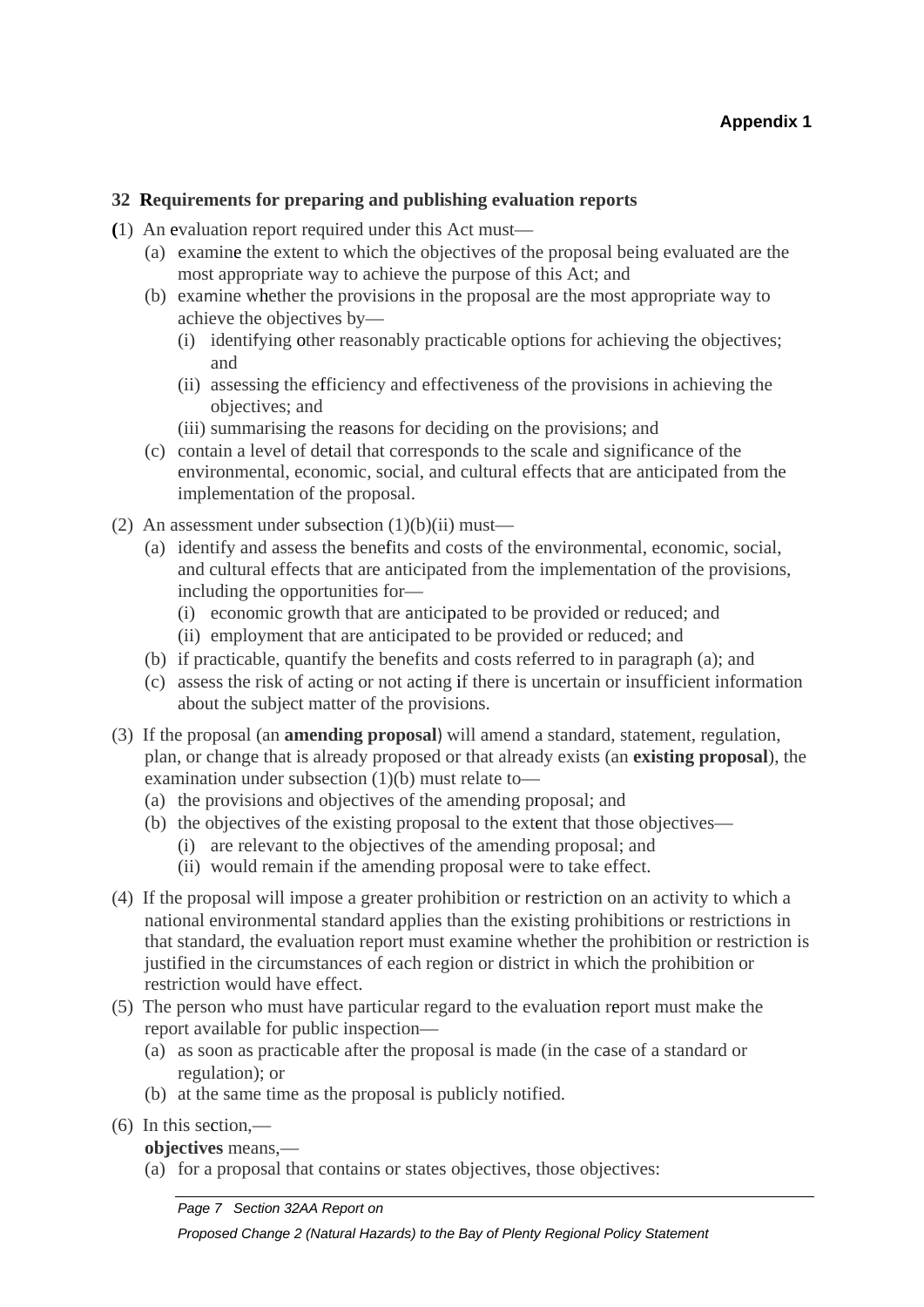**Appendix 1**

## 32 Requirements for preparing and publishing evaluation reports

(1) An evaluation report required under this Act must—

  (a) examine the extent to which the objectives of the proposal being evaluated are the most appropriate way to achieve the purpose of this Act; and

  (b) examine whether the provisions in the proposal are the most appropriate way to achieve the objectives by—

    (i) identifying other reasonably practicable options for achieving the objectives; and

    (ii) assessing the efficiency and effectiveness of the provisions in achieving the objectives; and

    (iii) summarising the reasons for deciding on the provisions; and

  (c) contain a level of detail that corresponds to the scale and significance of the environmental, economic, social, and cultural effects that are anticipated from the implementation of the proposal.

(2) An assessment under subsection (1)(b)(ii) must—

  (a) identify and assess the benefits and costs of the environmental, economic, social, and cultural effects that are anticipated from the implementation of the provisions, including the opportunities for—

    (i) economic growth that are anticipated to be provided or reduced; and

    (ii) employment that are anticipated to be provided or reduced; and

  (b) if practicable, quantify the benefits and costs referred to in paragraph (a); and

  (c) assess the risk of acting or not acting if there is uncertain or insufficient information about the subject matter of the provisions.

(3) If the proposal (an **amending proposal**) will amend a standard, statement, regulation, plan, or change that is already proposed or that already exists (an **existing proposal**), the examination under subsection (1)(b) must relate to—

  (a) the provisions and objectives of the amending proposal; and

  (b) the objectives of the existing proposal to the extent that those objectives—

    (i) are relevant to the objectives of the amending proposal; and

    (ii) would remain if the amending proposal were to take effect.

(4) If the proposal will impose a greater prohibition or restriction on an activity to which a national environmental standard applies than the existing prohibitions or restrictions in that standard, the evaluation report must examine whether the prohibition or restriction is justified in the circumstances of each region or district in which the prohibition or restriction would have effect.

(5) The person who must have particular regard to the evaluation report must make the report available for public inspection—

  (a) as soon as practicable after the proposal is made (in the case of a standard or regulation); or

  (b) at the same time as the proposal is publicly notified.

(6) In this section,—

  **objectives** means,—

  (a) for a proposal that contains or states objectives, those objectives: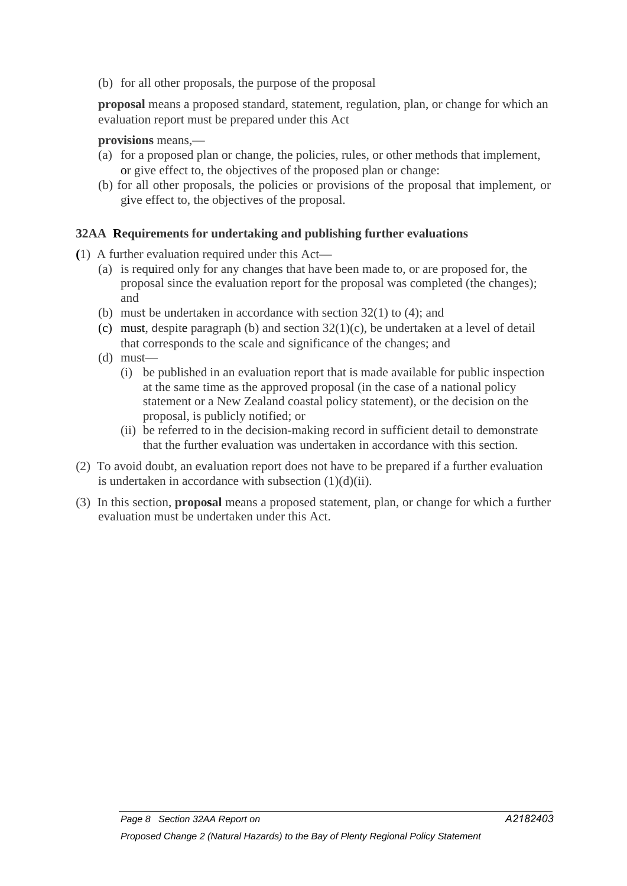(b) for all other proposals, the purpose of the proposal

**proposal** means a proposed standard, statement, regulation, plan, or change for which an evaluation report must be prepared under this Act

**provisions** means,—

(a) for a proposed plan or change, the policies, rules, or other methods that implement, or give effect to, the objectives of the proposed plan or change:

(b) for all other proposals, the policies or provisions of the proposal that implement, or give effect to, the objectives of the proposal.

### 32AA Requirements for undertaking and publishing further evaluations

(1) A further evaluation required under this Act—

- (a) is required only for any changes that have been made to, or are proposed for, the proposal since the evaluation report for the proposal was completed (the changes); and
- (b) must be undertaken in accordance with section 32(1) to (4); and
- (c) must, despite paragraph (b) and section 32(1)(c), be undertaken at a level of detail that corresponds to the scale and significance of the changes; and
- (d) must—
  - (i) be published in an evaluation report that is made available for public inspection at the same time as the approved proposal (in the case of a national policy statement or a New Zealand coastal policy statement), or the decision on the proposal, is publicly notified; or
  - (ii) be referred to in the decision-making record in sufficient detail to demonstrate that the further evaluation was undertaken in accordance with this section.

(2) To avoid doubt, an evaluation report does not have to be prepared if a further evaluation is undertaken in accordance with subsection (1)(d)(ii).

(3) In this section, **proposal** means a proposed statement, plan, or change for which a further evaluation must be undertaken under this Act.